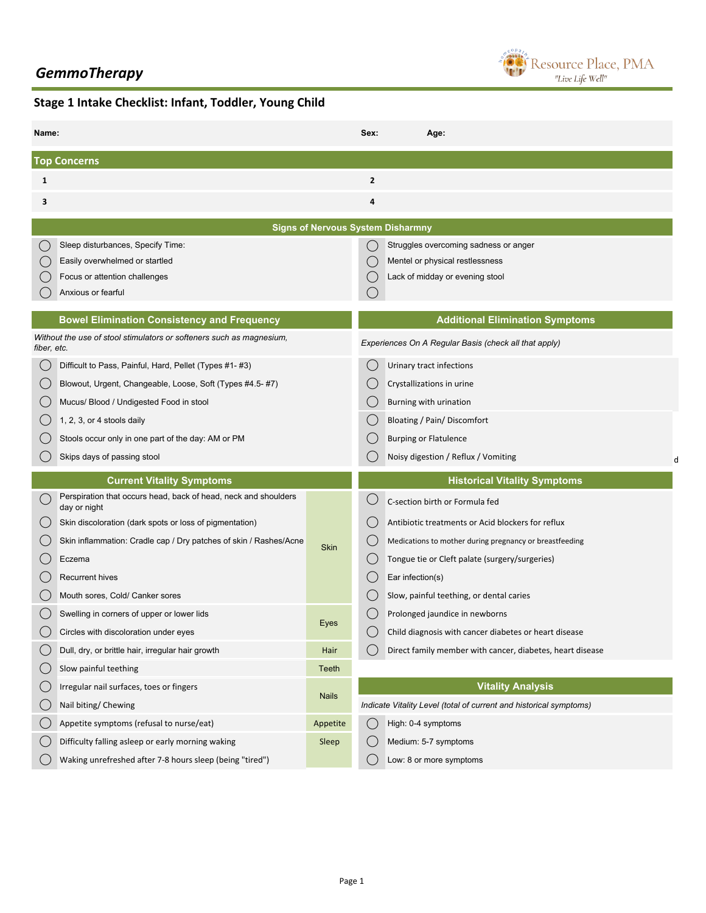# GemmoTherapy

Resource Place, PMA
"Live Life Well"

## Stage 1 Intake Checklist: Infant, Toddler, Young Child

**Name:** **Sex:** **Age:**

### Top Concerns

| | |
|---|---|
| **1** | **2** |
| **3** | **4** |

### Signs of Nervous System Disharmny

- ◯ Sleep disturbances, Specify Time:
- ◯ Easily overwhelmed or startled
- ◯ Focus or attention challenges
- ◯ Anxious or fearful
- ◯ Struggles overcoming sadness or anger
- ◯ Mentel or physical restlessness
- ◯ Lack of midday or evening stool
- ◯

### Bowel Elimination Consistency and Frequency

*Without the use of stool stimulators or softeners such as magnesium, fiber, etc.*

- ◯ Difficult to Pass, Painful, Hard, Pellet (Types #1- #3)
- ◯ Blowout, Urgent, Changeable, Loose, Soft (Types #4.5- #7)
- ◯ Mucus/ Blood / Undigested Food in stool
- ◯ 1, 2, 3, or 4 stools daily
- ◯ Stools occur only in one part of the day: AM or PM
- ◯ Skips days of passing stool

### Additional Elimination Symptoms

*Experiences On A Regular Basis (check all that apply)*

- ◯ Urinary tract infections
- ◯ Crystallizations in urine
- ◯ Burning with urination
- ◯ Bloating / Pain/ Discomfort
- ◯ Burping or Flatulence
- ◯ Noisy digestion / Reflux / Vomiting

d

### Current Vitality Symptoms

| | Symptom | Area |
|---|---|---|
| ◯ | Perspiration that occurs head, back of head, neck and shoulders day or night | Skin |
| ◯ | Skin discoloration (dark spots or loss of pigmentation) | |
| ◯ | Skin inflammation: Cradle cap / Dry patches of skin / Rashes/Acne | |
| ◯ | Eczema | |
| ◯ | Recurrent hives | |
| ◯ | Mouth sores, Cold/ Canker sores | |
| ◯ | Swelling in corners of upper or lower lids | Eyes |
| ◯ | Circles with discoloration under eyes | |
| ◯ | Dull, dry, or brittle hair, irregular hair growth | Hair |
| ◯ | Slow painful teething | Teeth |
| ◯ | Irregular nail surfaces, toes or fingers | Nails |
| ◯ | Nail biting/ Chewing | |
| ◯ | Appetite symptoms (refusal to nurse/eat) | Appetite |
| ◯ | Difficulty falling asleep or early morning waking | Sleep |
| ◯ | Waking unrefreshed after 7-8 hours sleep (being "tired") | |

### Historical Vitality Symptoms

- ◯ C-section birth or Formula fed
- ◯ Antibiotic treatments or Acid blockers for reflux
- ◯ Medications to mother during pregnancy or breastfeeding
- ◯ Tongue tie or Cleft palate (surgery/surgeries)
- ◯ Ear infection(s)
- ◯ Slow, painful teething, or dental caries
- ◯ Prolonged jaundice in newborns
- ◯ Child diagnosis with cancer diabetes or heart disease
- ◯ Direct family member with cancer, diabetes, heart disease

### Vitality Analysis

*Indicate Vitality Level (total of current and historical symptoms)*

- ◯ High: 0-4 symptoms
- ◯ Medium: 5-7 symptoms
- ◯ Low: 8 or more symptoms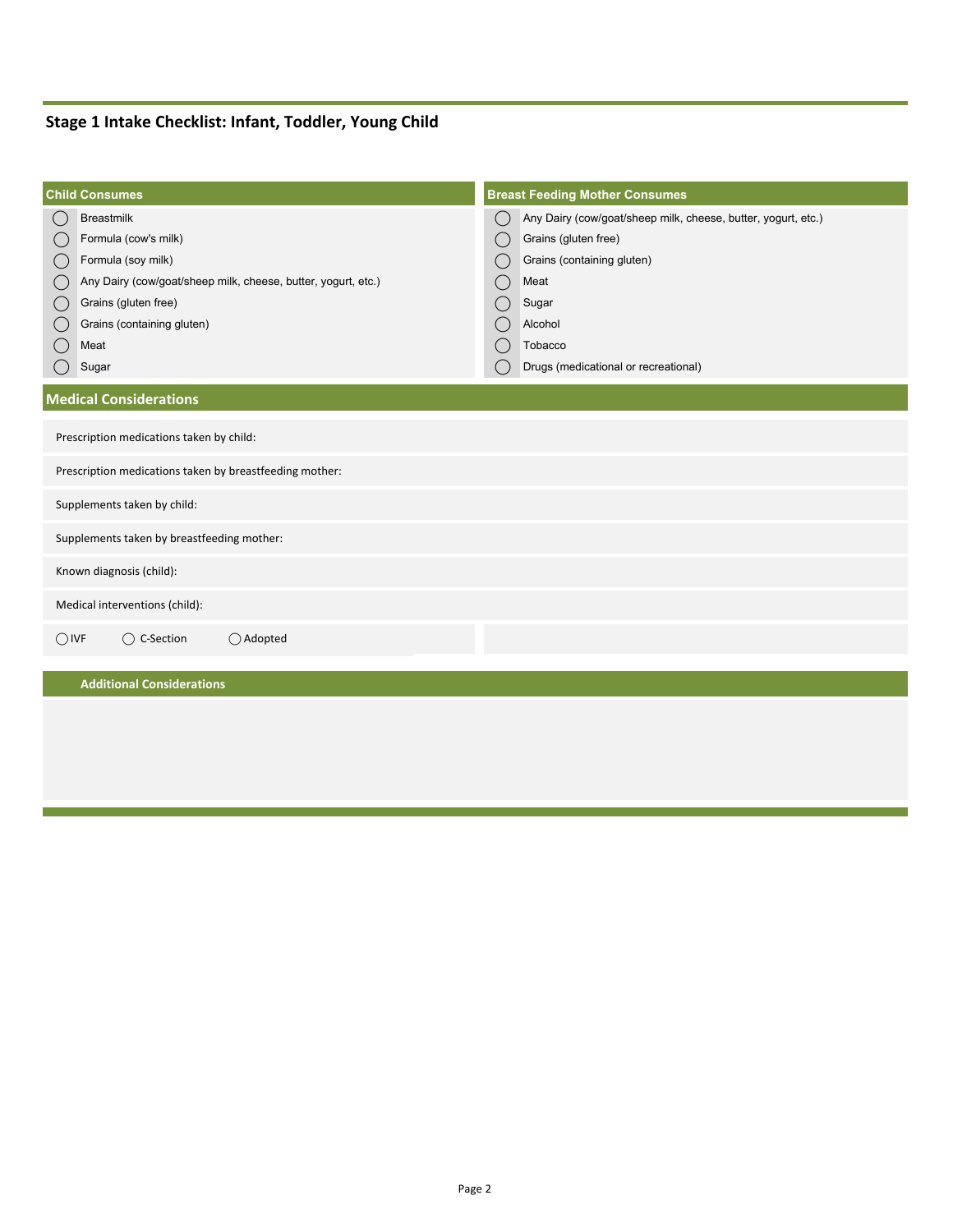## Stage 1 Intake Checklist: Infant, Toddler, Young Child

| Child Consumes | Breast Feeding Mother Consumes |
| --- | --- |
| ◯ Breastmilk | ◯ Any Dairy (cow/goat/sheep milk, cheese, butter, yogurt, etc.) |
| ◯ Formula (cow's milk) | ◯ Grains (gluten free) |
| ◯ Formula (soy milk) | ◯ Grains (containing gluten) |
| ◯ Any Dairy (cow/goat/sheep milk, cheese, butter, yogurt, etc.) | ◯ Meat |
| ◯ Grains (gluten free) | ◯ Sugar |
| ◯ Grains (containing gluten) | ◯ Alcohol |
| ◯ Meat | ◯ Tobacco |
| ◯ Sugar | ◯ Drugs (medicational or recreational) |

### Medical Considerations

Prescription medications taken by child:

Prescription medications taken by breastfeeding mother:

Supplements taken by child:

Supplements taken by breastfeeding mother:

Known diagnosis (child):

Medical interventions (child):

◯ IVF ◯ C-Section ◯ Adopted

### Additional Considerations